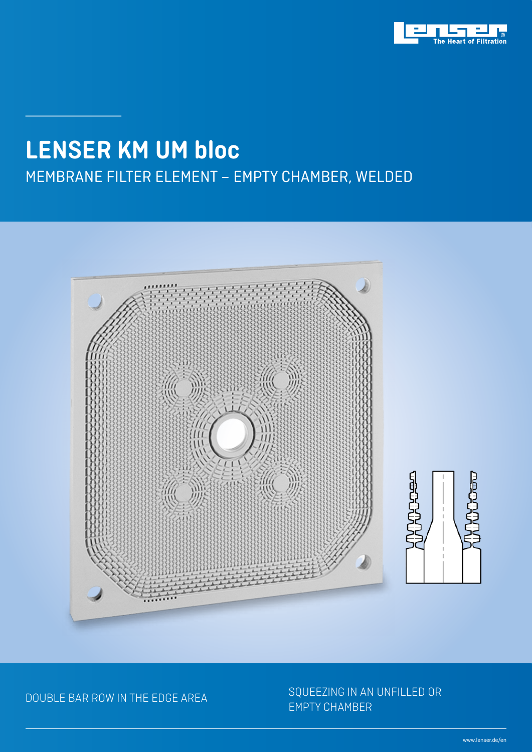# LENSER KM UM bloc

MEMBRANE FILTER ELEMENT – EMPTY CHAMBER, WELDED

DOUBLE BAR ROW IN THE EDGE AREA

SQUEEZING IN AN UNFILLED OR EMPTY CHAMBER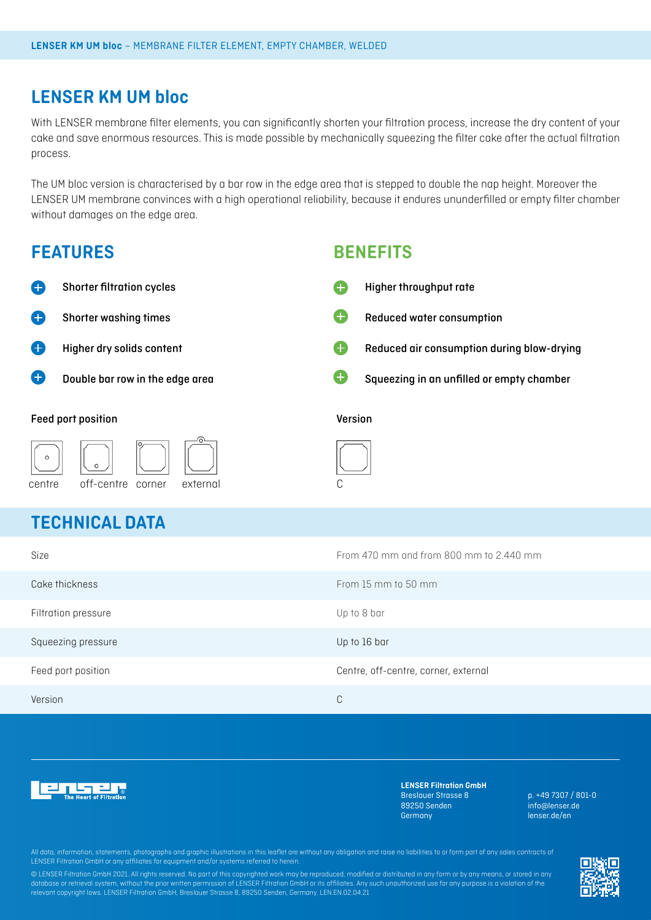## LENSER KM UM bloc

With LENSER membrane filter elements, you can significantly shorten your filtration process, increase the dry content of your cake and save enormous resources. This is made possible by mechanically squeezing the filter cake after the actual filtration process.

The UM bloc version is characterised by a bar row in the edge area that is stepped to double the nap height. Moreover the LENSER UM membrane convinces with a high operational reliability, because it endures ununderfilled or empty filter chamber without damages on the edge area.

## FEATURES

- Shorter filtration cycles
- Shorter washing times
- Higher dry solids content
- Double bar row in the edge area

## BENEFITS

- Higher throughput rate
- Reduced water consumption
- Reduced air consumption during blow-drying
- Squeezing in an unfilled or empty chamber

**Feed port position**

centre off-centre corner external

**Version**

C

## TECHNICAL DATA

| | |
|---|---|
| Size | From 470 mm and from 800 mm to 2.440 mm |
| Cake thickness | From 15 mm to 50 mm |
| Filtration pressure | Up to 8 bar |
| Squeezing pressure | Up to 16 bar |
| Feed port position | Centre, off-centre, corner, external |
| Version | C |

**LENSER Filtration GmbH**
Breslauer Strasse 8
89250 Senden
Germany

p. +49 7307 / 801-0
info@lenser.de
lenser.de/en

All data, information, statements, photographs and graphic illustrations in this leaflet are without any obligation and raise no liabilities to or form part of any sales contracts of LENSER Filtration GmbH or any affiliates for equipment and/or systems referred to herein.

© LENSER Filtration GmbH 2021. All rights reserved. No part of this copyrighted work may be reproduced, modified or distributed in any form or by any means, or stored in any database or retrieval system, without the prior written permission of LENSER Filtration GmbH or its affiliates. Any such unauthorized use for any purpose is a violation of the relevant copyright laws. LENSER Filtration GmbH, Breslauer Strasse 8, 89250 Senden, Germany. LEN.EN.02.04.21